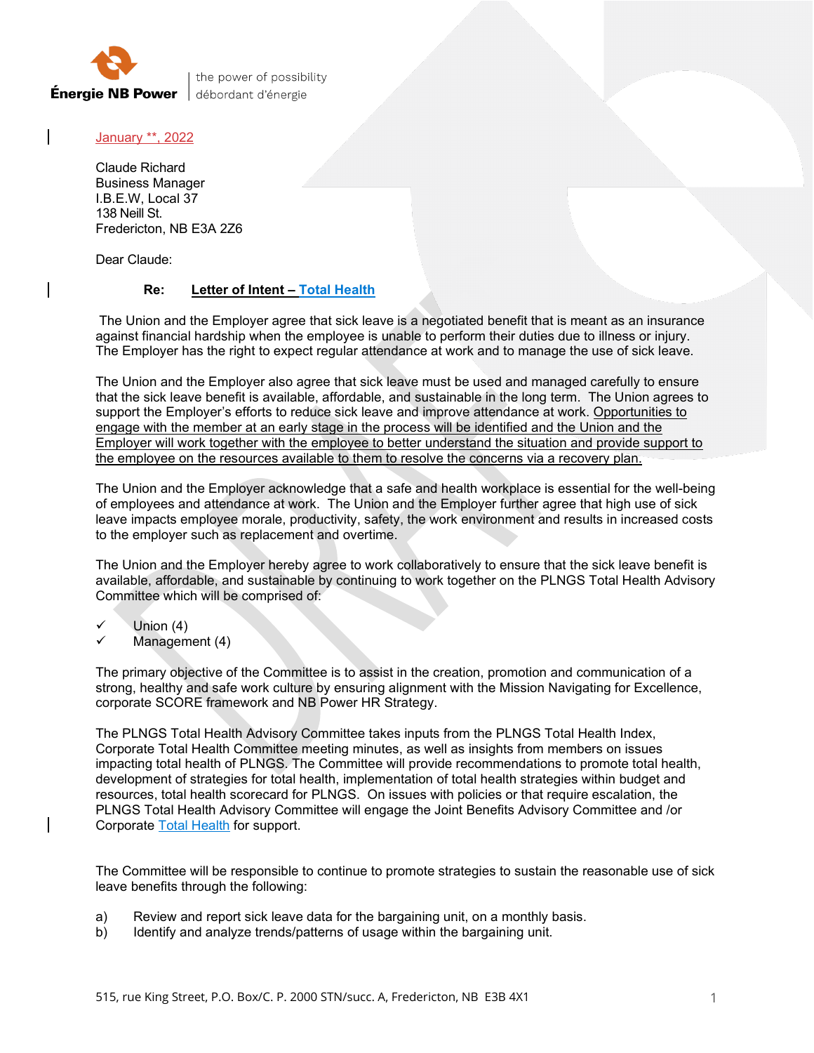Énergie NB Power | the power of possibility | débordant d'énergie

January **, 2022

Claude Richard  
Business Manager  
I.B.E.W, Local 37  
138 Neill St.  
Fredericton, NB E3A 2Z6

Dear Claude:

**Re: Letter of Intent – Total Health**

The Union and the Employer agree that sick leave is a negotiated benefit that is meant as an insurance against financial hardship when the employee is unable to perform their duties due to illness or injury. The Employer has the right to expect regular attendance at work and to manage the use of sick leave.

The Union and the Employer also agree that sick leave must be used and managed carefully to ensure that the sick leave benefit is available, affordable, and sustainable in the long term. The Union agrees to support the Employer's efforts to reduce sick leave and improve attendance at work. Opportunities to engage with the member at an early stage in the process will be identified and the Union and the Employer will work together with the employee to better understand the situation and provide support to the employee on the resources available to them to resolve the concerns via a recovery plan.

The Union and the Employer acknowledge that a safe and health workplace is essential for the well-being of employees and attendance at work. The Union and the Employer further agree that high use of sick leave impacts employee morale, productivity, safety, the work environment and results in increased costs to the employer such as replacement and overtime.

The Union and the Employer hereby agree to work collaboratively to ensure that the sick leave benefit is available, affordable, and sustainable by continuing to work together on the PLNGS Total Health Advisory Committee which will be comprised of:

- ✓ Union (4)
- ✓ Management (4)

The primary objective of the Committee is to assist in the creation, promotion and communication of a strong, healthy and safe work culture by ensuring alignment with the Mission Navigating for Excellence, corporate SCORE framework and NB Power HR Strategy.

The PLNGS Total Health Advisory Committee takes inputs from the PLNGS Total Health Index, Corporate Total Health Committee meeting minutes, as well as insights from members on issues impacting total health of PLNGS. The Committee will provide recommendations to promote total health, development of strategies for total health, implementation of total health strategies within budget and resources, total health scorecard for PLNGS. On issues with policies or that require escalation, the PLNGS Total Health Advisory Committee will engage the Joint Benefits Advisory Committee and /or Corporate Total Health for support.

The Committee will be responsible to continue to promote strategies to sustain the reasonable use of sick leave benefits through the following:

a) Review and report sick leave data for the bargaining unit, on a monthly basis.
b) Identify and analyze trends/patterns of usage within the bargaining unit.

515, rue King Street, P.O. Box/C. P. 2000 STN/succ. A, Fredericton, NB E3B 4X1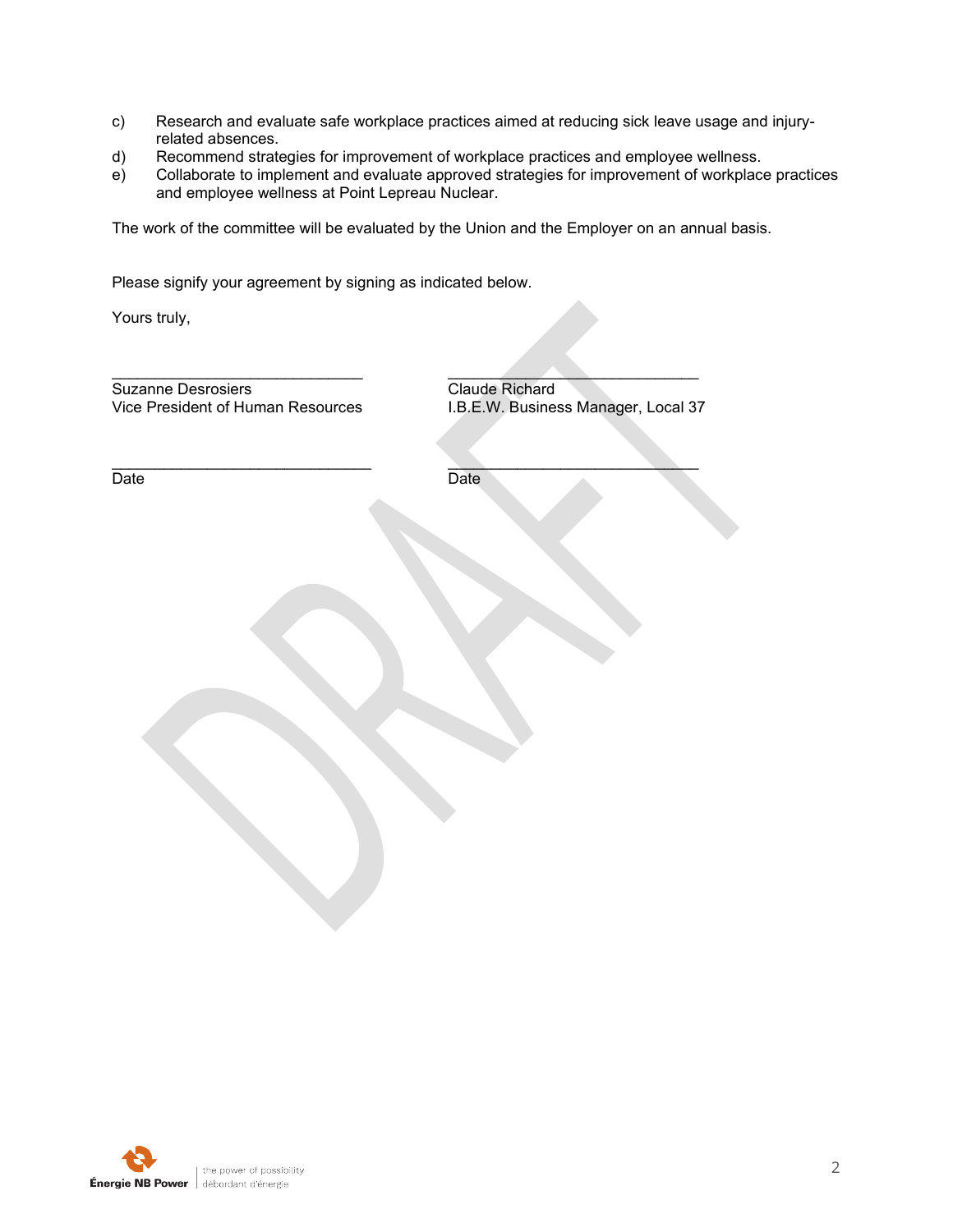c) Research and evaluate safe workplace practices aimed at reducing sick leave usage and injury-related absences.
d) Recommend strategies for improvement of workplace practices and employee wellness.
e) Collaborate to implement and evaluate approved strategies for improvement of workplace practices and employee wellness at Point Lepreau Nuclear.

The work of the committee will be evaluated by the Union and the Employer on an annual basis.

Please signify your agreement by signing as indicated below.

Yours truly,

| | |
|---|---|
| ______________________________ | ______________________________ |
| Suzanne Desrosiers<br>Vice President of Human Resources | Claude Richard<br>I.B.E.W. Business Manager, Local 37 |
| ______________________________ | ______________________________ |
| Date | Date |

DRAFT